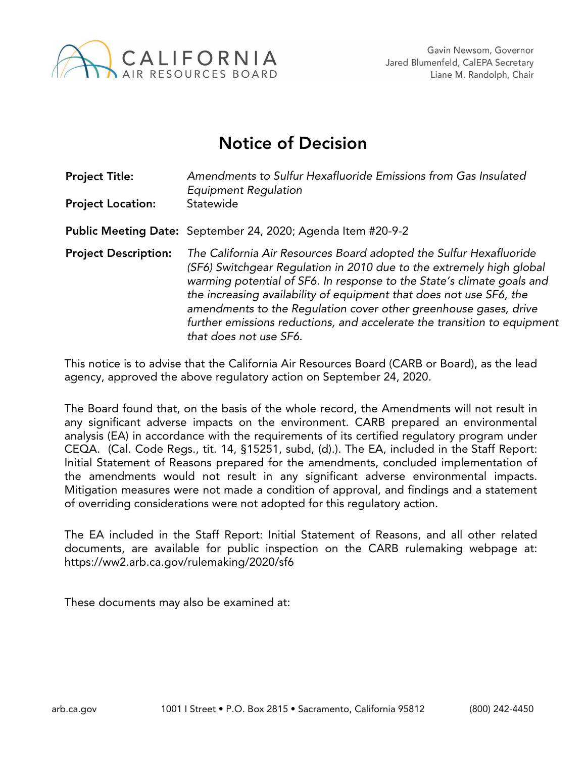CALIFORNIA AIR RESOURCES BOARD

Gavin Newsom, Governor
Jared Blumenfeld, CalEPA Secretary
Liane M. Randolph, Chair

# Notice of Decision

**Project Title:** *Amendments to Sulfur Hexafluoride Emissions from Gas Insulated Equipment Regulation*

**Project Location:** Statewide

**Public Meeting Date:** September 24, 2020; Agenda Item #20-9-2

**Project Description:** *The California Air Resources Board adopted the Sulfur Hexafluoride (SF6) Switchgear Regulation in 2010 due to the extremely high global warming potential of SF6. In response to the State's climate goals and the increasing availability of equipment that does not use SF6, the amendments to the Regulation cover other greenhouse gases, drive further emissions reductions, and accelerate the transition to equipment that does not use SF6.*

This notice is to advise that the California Air Resources Board (CARB or Board), as the lead agency, approved the above regulatory action on September 24, 2020.

The Board found that, on the basis of the whole record, the Amendments will not result in any significant adverse impacts on the environment. CARB prepared an environmental analysis (EA) in accordance with the requirements of its certified regulatory program under CEQA. (Cal. Code Regs., tit. 14, §15251, subd, (d).). The EA, included in the Staff Report: Initial Statement of Reasons prepared for the amendments, concluded implementation of the amendments would not result in any significant adverse environmental impacts. Mitigation measures were not made a condition of approval, and findings and a statement of overriding considerations were not adopted for this regulatory action.

The EA included in the Staff Report: Initial Statement of Reasons, and all other related documents, are available for public inspection on the CARB rulemaking webpage at: https://ww2.arb.ca.gov/rulemaking/2020/sf6

These documents may also be examined at:

arb.ca.gov 1001 I Street • P.O. Box 2815 • Sacramento, California 95812 (800) 242-4450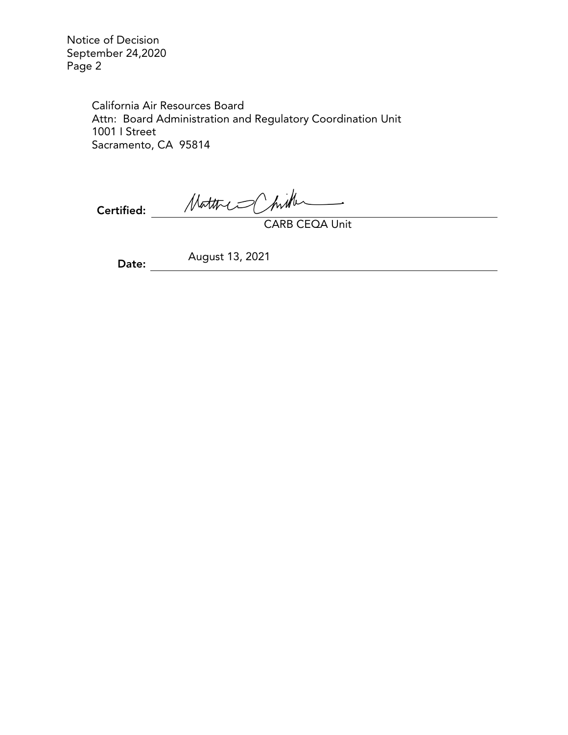California Air Resources Board
Attn: Board Administration and Regulatory Coordination Unit
1001 I Street
Sacramento, CA 95814

**Certified:** ______________________________
CARB CEQA Unit

**Date:** August 13, 2021